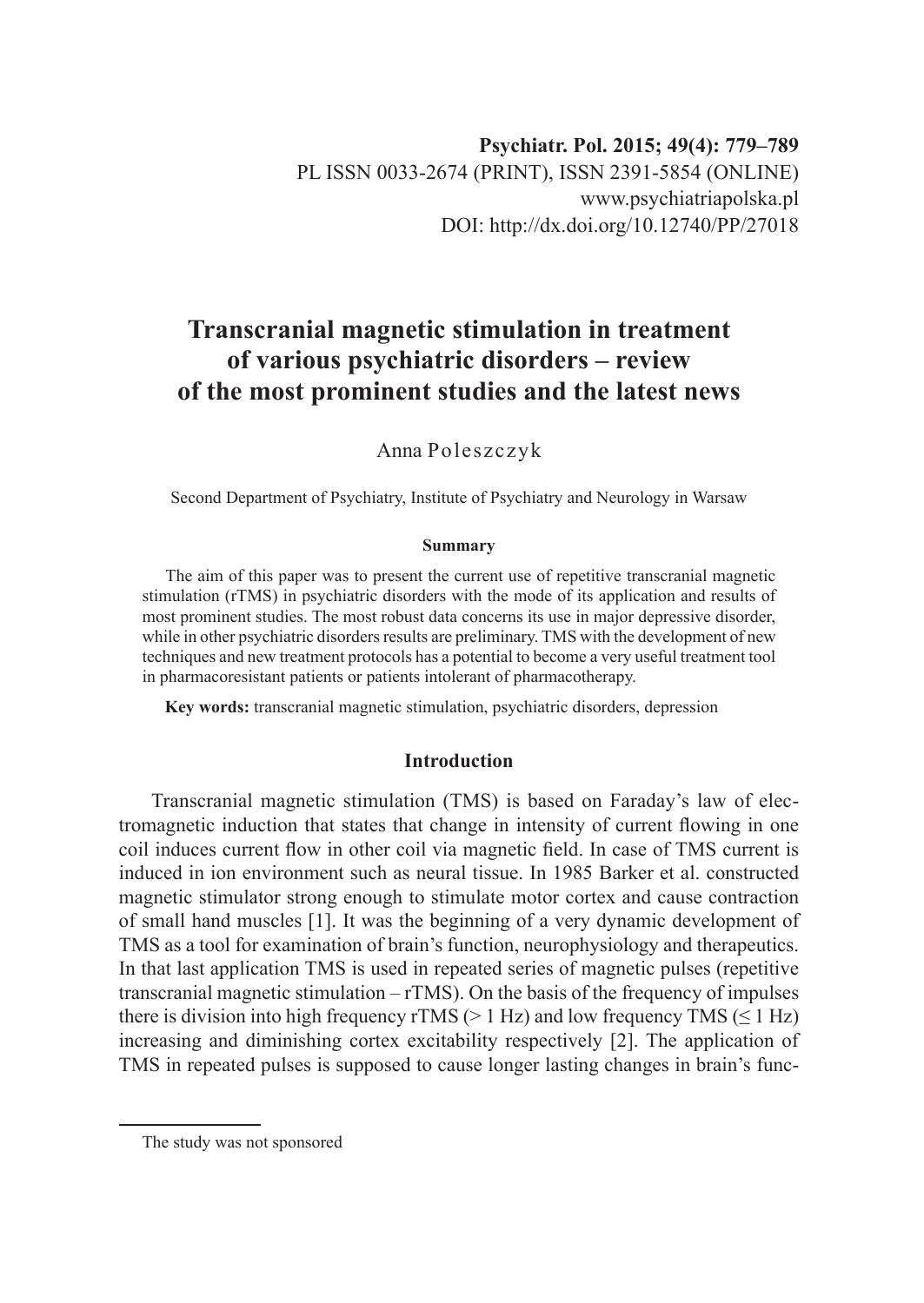# Transcranial magnetic stimulation in treatment of various psychiatric disorders – review of the most prominent studies and the latest news

Anna Poleszczyk

Second Department of Psychiatry, Institute of Psychiatry and Neurology in Warsaw

### Summary

The aim of this paper was to present the current use of repetitive transcranial magnetic stimulation (rTMS) in psychiatric disorders with the mode of its application and results of most prominent studies. The most robust data concerns its use in major depressive disorder, while in other psychiatric disorders results are preliminary. TMS with the development of new techniques and new treatment protocols has a potential to become a very useful treatment tool in pharmacoresistant patients or patients intolerant of pharmacotherapy.

**Key words:** transcranial magnetic stimulation, psychiatric disorders, depression

## Introduction

Transcranial magnetic stimulation (TMS) is based on Faraday's law of electromagnetic induction that states that change in intensity of current flowing in one coil induces current flow in other coil via magnetic field. In case of TMS current is induced in ion environment such as neural tissue. In 1985 Barker et al. constructed magnetic stimulator strong enough to stimulate motor cortex and cause contraction of small hand muscles [1]. It was the beginning of a very dynamic development of TMS as a tool for examination of brain's function, neurophysiology and therapeutics. In that last application TMS is used in repeated series of magnetic pulses (repetitive transcranial magnetic stimulation – rTMS). On the basis of the frequency of impulses there is division into high frequency rTMS ($> 1$ Hz) and low frequency TMS ($\leq 1$ Hz) increasing and diminishing cortex excitability respectively [2]. The application of TMS in repeated pulses is supposed to cause longer lasting changes in brain's func-

The study was not sponsored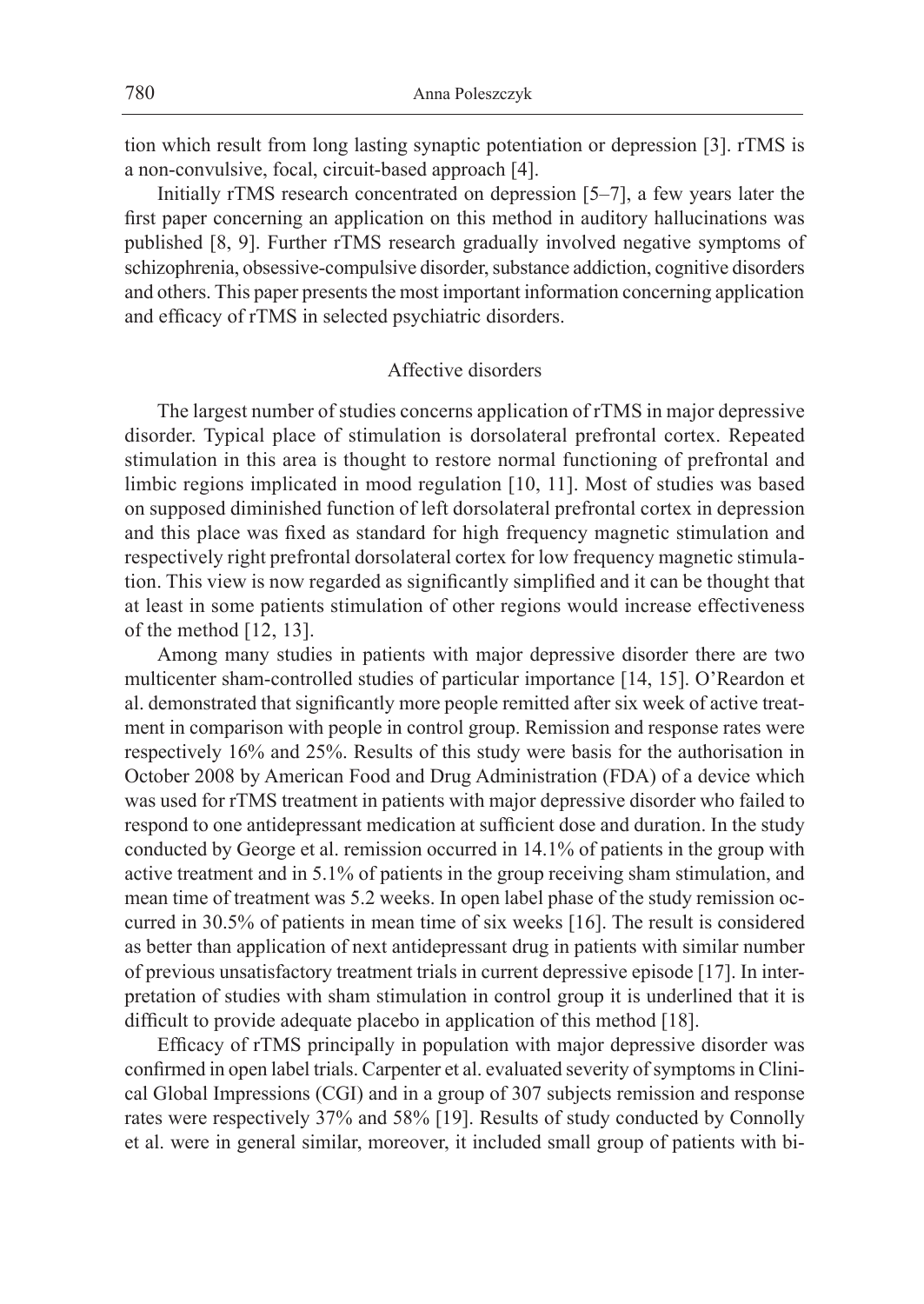tion which result from long lasting synaptic potentiation or depression [3]. rTMS is a non-convulsive, focal, circuit-based approach [4].

Initially rTMS research concentrated on depression [5–7], a few years later the first paper concerning an application on this method in auditory hallucinations was published [8, 9]. Further rTMS research gradually involved negative symptoms of schizophrenia, obsessive-compulsive disorder, substance addiction, cognitive disorders and others. This paper presents the most important information concerning application and efficacy of rTMS in selected psychiatric disorders.

## Affective disorders

The largest number of studies concerns application of rTMS in major depressive disorder. Typical place of stimulation is dorsolateral prefrontal cortex. Repeated stimulation in this area is thought to restore normal functioning of prefrontal and limbic regions implicated in mood regulation [10, 11]. Most of studies was based on supposed diminished function of left dorsolateral prefrontal cortex in depression and this place was fixed as standard for high frequency magnetic stimulation and respectively right prefrontal dorsolateral cortex for low frequency magnetic stimulation. This view is now regarded as significantly simplified and it can be thought that at least in some patients stimulation of other regions would increase effectiveness of the method [12, 13].

Among many studies in patients with major depressive disorder there are two multicenter sham-controlled studies of particular importance [14, 15]. O'Reardon et al. demonstrated that significantly more people remitted after six week of active treatment in comparison with people in control group. Remission and response rates were respectively 16% and 25%. Results of this study were basis for the authorisation in October 2008 by American Food and Drug Administration (FDA) of a device which was used for rTMS treatment in patients with major depressive disorder who failed to respond to one antidepressant medication at sufficient dose and duration. In the study conducted by George et al. remission occurred in 14.1% of patients in the group with active treatment and in 5.1% of patients in the group receiving sham stimulation, and mean time of treatment was 5.2 weeks. In open label phase of the study remission occurred in 30.5% of patients in mean time of six weeks [16]. The result is considered as better than application of next antidepressant drug in patients with similar number of previous unsatisfactory treatment trials in current depressive episode [17]. In interpretation of studies with sham stimulation in control group it is underlined that it is difficult to provide adequate placebo in application of this method [18].

Efficacy of rTMS principally in population with major depressive disorder was confirmed in open label trials. Carpenter et al. evaluated severity of symptoms in Clinical Global Impressions (CGI) and in a group of 307 subjects remission and response rates were respectively 37% and 58% [19]. Results of study conducted by Connolly et al. were in general similar, moreover, it included small group of patients with bi-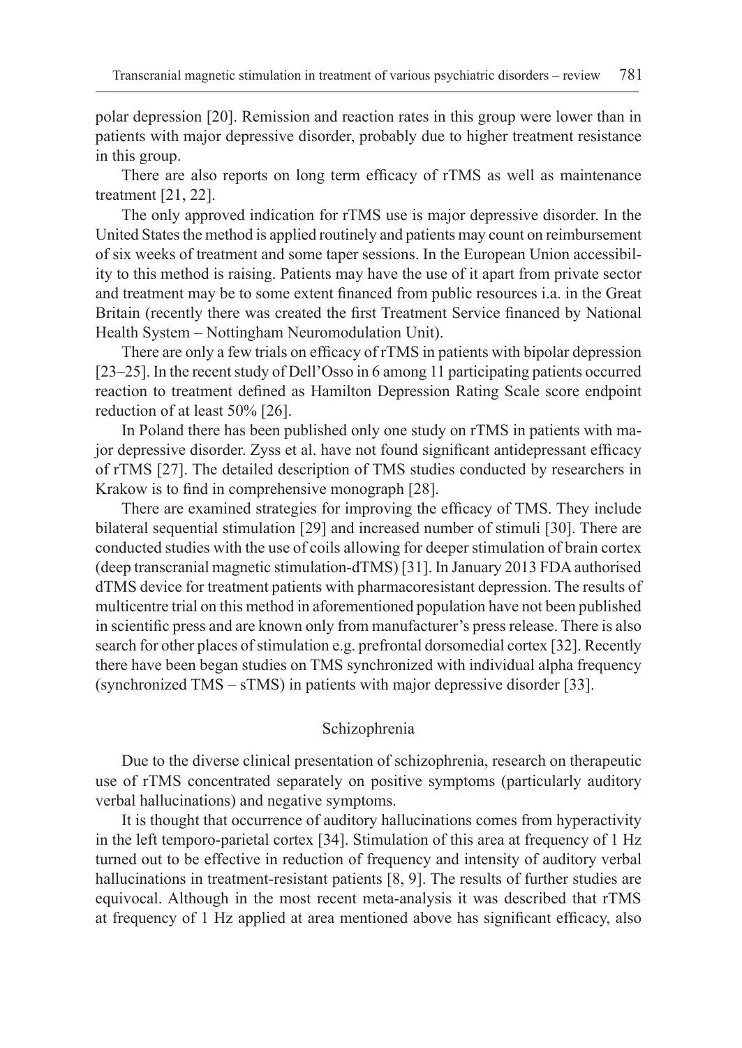polar depression [20]. Remission and reaction rates in this group were lower than in patients with major depressive disorder, probably due to higher treatment resistance in this group.

There are also reports on long term efficacy of rTMS as well as maintenance treatment [21, 22].

The only approved indication for rTMS use is major depressive disorder. In the United States the method is applied routinely and patients may count on reimbursement of six weeks of treatment and some taper sessions. In the European Union accessibility to this method is raising. Patients may have the use of it apart from private sector and treatment may be to some extent financed from public resources i.a. in the Great Britain (recently there was created the first Treatment Service financed by National Health System – Nottingham Neuromodulation Unit).

There are only a few trials on efficacy of rTMS in patients with bipolar depression [23–25]. In the recent study of Dell'Osso in 6 among 11 participating patients occurred reaction to treatment defined as Hamilton Depression Rating Scale score endpoint reduction of at least 50% [26].

In Poland there has been published only one study on rTMS in patients with major depressive disorder. Zyss et al. have not found significant antidepressant efficacy of rTMS [27]. The detailed description of TMS studies conducted by researchers in Krakow is to find in comprehensive monograph [28].

There are examined strategies for improving the efficacy of TMS. They include bilateral sequential stimulation [29] and increased number of stimuli [30]. There are conducted studies with the use of coils allowing for deeper stimulation of brain cortex (deep transcranial magnetic stimulation-dTMS) [31]. In January 2013 FDA authorised dTMS device for treatment patients with pharmacoresistant depression. The results of multicentre trial on this method in aforementioned population have not been published in scientific press and are known only from manufacturer's press release. There is also search for other places of stimulation e.g. prefrontal dorsomedial cortex [32]. Recently there have been began studies on TMS synchronized with individual alpha frequency (synchronized TMS – sTMS) in patients with major depressive disorder [33].

## Schizophrenia

Due to the diverse clinical presentation of schizophrenia, research on therapeutic use of rTMS concentrated separately on positive symptoms (particularly auditory verbal hallucinations) and negative symptoms.

It is thought that occurrence of auditory hallucinations comes from hyperactivity in the left temporo-parietal cortex [34]. Stimulation of this area at frequency of 1 Hz turned out to be effective in reduction of frequency and intensity of auditory verbal hallucinations in treatment-resistant patients [8, 9]. The results of further studies are equivocal. Although in the most recent meta-analysis it was described that rTMS at frequency of 1 Hz applied at area mentioned above has significant efficacy, also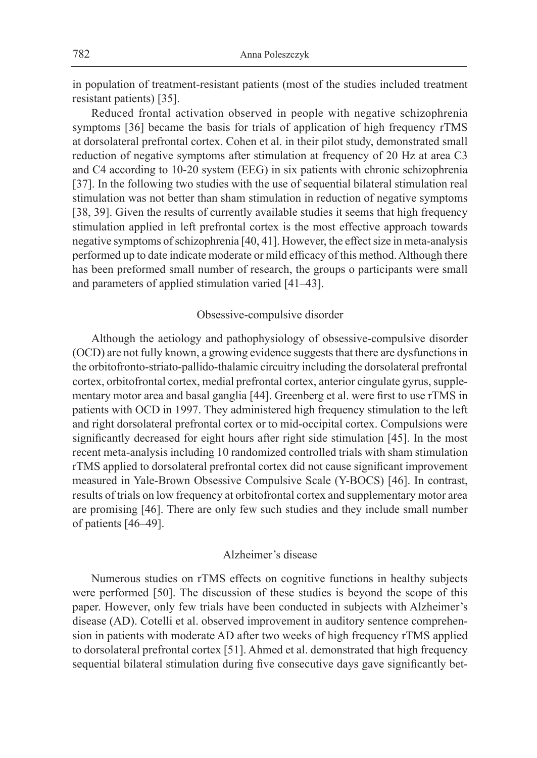in population of treatment-resistant patients (most of the studies included treatment resistant patients) [35].

Reduced frontal activation observed in people with negative schizophrenia symptoms [36] became the basis for trials of application of high frequency rTMS at dorsolateral prefrontal cortex. Cohen et al. in their pilot study, demonstrated small reduction of negative symptoms after stimulation at frequency of 20 Hz at area C3 and C4 according to 10-20 system (EEG) in six patients with chronic schizophrenia [37]. In the following two studies with the use of sequential bilateral stimulation real stimulation was not better than sham stimulation in reduction of negative symptoms [38, 39]. Given the results of currently available studies it seems that high frequency stimulation applied in left prefrontal cortex is the most effective approach towards negative symptoms of schizophrenia [40, 41]. However, the effect size in meta-analysis performed up to date indicate moderate or mild efficacy of this method. Although there has been preformed small number of research, the groups o participants were small and parameters of applied stimulation varied [41–43].

## Obsessive-compulsive disorder

Although the aetiology and pathophysiology of obsessive-compulsive disorder (OCD) are not fully known, a growing evidence suggests that there are dysfunctions in the orbitofronto-striato-pallido-thalamic circuitry including the dorsolateral prefrontal cortex, orbitofrontal cortex, medial prefrontal cortex, anterior cingulate gyrus, supplementary motor area and basal ganglia [44]. Greenberg et al. were first to use rTMS in patients with OCD in 1997. They administered high frequency stimulation to the left and right dorsolateral prefrontal cortex or to mid-occipital cortex. Compulsions were significantly decreased for eight hours after right side stimulation [45]. In the most recent meta-analysis including 10 randomized controlled trials with sham stimulation rTMS applied to dorsolateral prefrontal cortex did not cause significant improvement measured in Yale-Brown Obsessive Compulsive Scale (Y-BOCS) [46]. In contrast, results of trials on low frequency at orbitofrontal cortex and supplementary motor area are promising [46]. There are only few such studies and they include small number of patients [46–49].

## Alzheimer's disease

Numerous studies on rTMS effects on cognitive functions in healthy subjects were performed [50]. The discussion of these studies is beyond the scope of this paper. However, only few trials have been conducted in subjects with Alzheimer's disease (AD). Cotelli et al. observed improvement in auditory sentence comprehension in patients with moderate AD after two weeks of high frequency rTMS applied to dorsolateral prefrontal cortex [51]. Ahmed et al. demonstrated that high frequency sequential bilateral stimulation during five consecutive days gave significantly bet-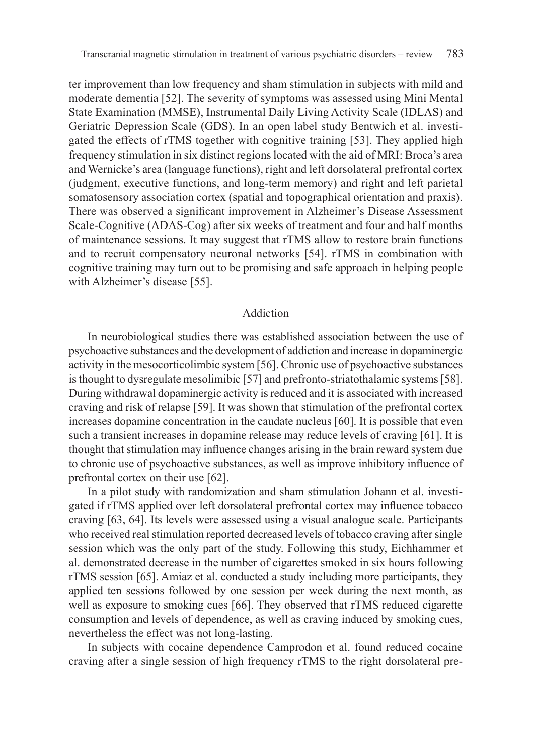ter improvement than low frequency and sham stimulation in subjects with mild and moderate dementia [52]. The severity of symptoms was assessed using Mini Mental State Examination (MMSE), Instrumental Daily Living Activity Scale (IDLAS) and Geriatric Depression Scale (GDS). In an open label study Bentwich et al. investigated the effects of rTMS together with cognitive training [53]. They applied high frequency stimulation in six distinct regions located with the aid of MRI: Broca's area and Wernicke's area (language functions), right and left dorsolateral prefrontal cortex (judgment, executive functions, and long-term memory) and right and left parietal somatosensory association cortex (spatial and topographical orientation and praxis). There was observed a significant improvement in Alzheimer's Disease Assessment Scale-Cognitive (ADAS-Cog) after six weeks of treatment and four and half months of maintenance sessions. It may suggest that rTMS allow to restore brain functions and to recruit compensatory neuronal networks [54]. rTMS in combination with cognitive training may turn out to be promising and safe approach in helping people with Alzheimer's disease [55].

## Addiction

In neurobiological studies there was established association between the use of psychoactive substances and the development of addiction and increase in dopaminergic activity in the mesocorticolimbic system [56]. Chronic use of psychoactive substances is thought to dysregulate mesolimibic [57] and prefronto-striatothalamic systems [58]. During withdrawal dopaminergic activity is reduced and it is associated with increased craving and risk of relapse [59]. It was shown that stimulation of the prefrontal cortex increases dopamine concentration in the caudate nucleus [60]. It is possible that even such a transient increases in dopamine release may reduce levels of craving [61]. It is thought that stimulation may influence changes arising in the brain reward system due to chronic use of psychoactive substances, as well as improve inhibitory influence of prefrontal cortex on their use [62].

In a pilot study with randomization and sham stimulation Johann et al. investigated if rTMS applied over left dorsolateral prefrontal cortex may influence tobacco craving [63, 64]. Its levels were assessed using a visual analogue scale. Participants who received real stimulation reported decreased levels of tobacco craving after single session which was the only part of the study. Following this study, Eichhammer et al. demonstrated decrease in the number of cigarettes smoked in six hours following rTMS session [65]. Amiaz et al. conducted a study including more participants, they applied ten sessions followed by one session per week during the next month, as well as exposure to smoking cues [66]. They observed that rTMS reduced cigarette consumption and levels of dependence, as well as craving induced by smoking cues, nevertheless the effect was not long-lasting.

In subjects with cocaine dependence Camprodon et al. found reduced cocaine craving after a single session of high frequency rTMS to the right dorsolateral pre-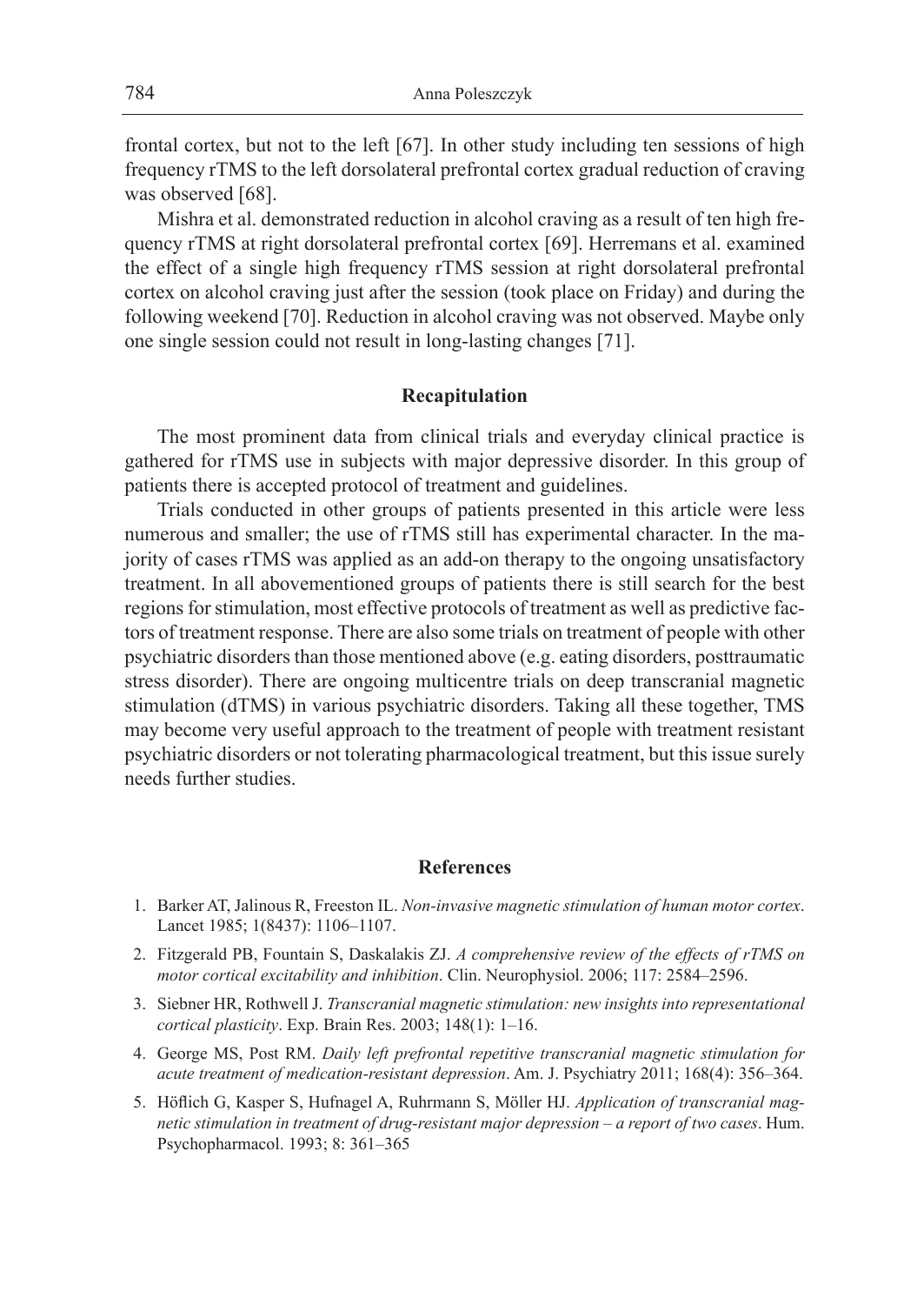frontal cortex, but not to the left [67]. In other study including ten sessions of high frequency rTMS to the left dorsolateral prefrontal cortex gradual reduction of craving was observed [68].

Mishra et al. demonstrated reduction in alcohol craving as a result of ten high frequency rTMS at right dorsolateral prefrontal cortex [69]. Herremans et al. examined the effect of a single high frequency rTMS session at right dorsolateral prefrontal cortex on alcohol craving just after the session (took place on Friday) and during the following weekend [70]. Reduction in alcohol craving was not observed. Maybe only one single session could not result in long-lasting changes [71].

## Recapitulation

The most prominent data from clinical trials and everyday clinical practice is gathered for rTMS use in subjects with major depressive disorder. In this group of patients there is accepted protocol of treatment and guidelines.

Trials conducted in other groups of patients presented in this article were less numerous and smaller; the use of rTMS still has experimental character. In the majority of cases rTMS was applied as an add-on therapy to the ongoing unsatisfactory treatment. In all abovementioned groups of patients there is still search for the best regions for stimulation, most effective protocols of treatment as well as predictive factors of treatment response. There are also some trials on treatment of people with other psychiatric disorders than those mentioned above (e.g. eating disorders, posttraumatic stress disorder). There are ongoing multicentre trials on deep transcranial magnetic stimulation (dTMS) in various psychiatric disorders. Taking all these together, TMS may become very useful approach to the treatment of people with treatment resistant psychiatric disorders or not tolerating pharmacological treatment, but this issue surely needs further studies.

## References

1. Barker AT, Jalinous R, Freeston IL. *Non-invasive magnetic stimulation of human motor cortex*. Lancet 1985; 1(8437): 1106–1107.
2. Fitzgerald PB, Fountain S, Daskalakis ZJ. *A comprehensive review of the effects of rTMS on motor cortical excitability and inhibition*. Clin. Neurophysiol. 2006; 117: 2584–2596.
3. Siebner HR, Rothwell J. *Transcranial magnetic stimulation: new insights into representational cortical plasticity*. Exp. Brain Res. 2003; 148(1): 1–16.
4. George MS, Post RM. *Daily left prefrontal repetitive transcranial magnetic stimulation for acute treatment of medication-resistant depression*. Am. J. Psychiatry 2011; 168(4): 356–364.
5. Höflich G, Kasper S, Hufnagel A, Ruhrmann S, Möller HJ. *Application of transcranial magnetic stimulation in treatment of drug-resistant major depression – a report of two cases*. Hum. Psychopharmacol. 1993; 8: 361–365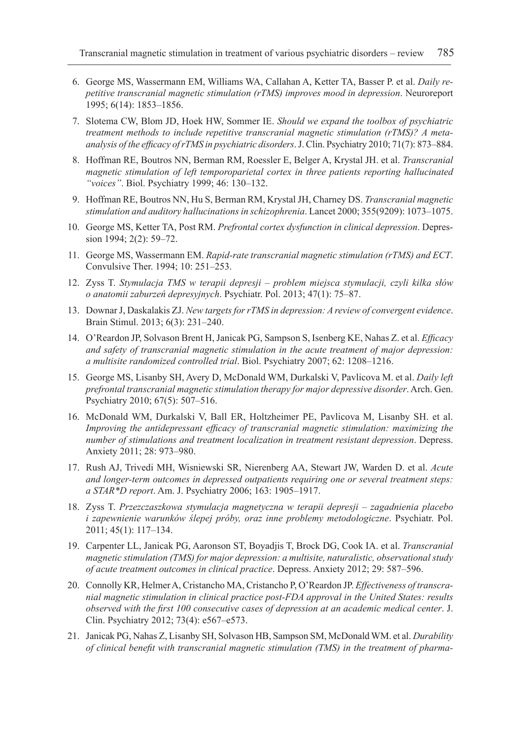6. George MS, Wassermann EM, Williams WA, Callahan A, Ketter TA, Basser P. et al. *Daily repetitive transcranial magnetic stimulation (rTMS) improves mood in depression*. Neuroreport 1995; 6(14): 1853–1856.
7. Slotema CW, Blom JD, Hoek HW, Sommer IE. *Should we expand the toolbox of psychiatric treatment methods to include repetitive transcranial magnetic stimulation (rTMS)? A meta-analysis of the efficacy of rTMS in psychiatric disorders*. J. Clin. Psychiatry 2010; 71(7): 873–884.
8. Hoffman RE, Boutros NN, Berman RM, Roessler E, Belger A, Krystal JH. et al. *Transcranial magnetic stimulation of left temporoparietal cortex in three patients reporting hallucinated "voices"*. Biol. Psychiatry 1999; 46: 130–132.
9. Hoffman RE, Boutros NN, Hu S, Berman RM, Krystal JH, Charney DS. *Transcranial magnetic stimulation and auditory hallucinations in schizophrenia*. Lancet 2000; 355(9209): 1073–1075.
10. George MS, Ketter TA, Post RM. *Prefrontal cortex dysfunction in clinical depression*. Depression 1994; 2(2): 59–72.
11. George MS, Wassermann EM. *Rapid-rate transcranial magnetic stimulation (rTMS) and ECT*. Convulsive Ther. 1994; 10: 251–253.
12. Zyss T. *Stymulacja TMS w terapii depresji – problem miejsca stymulacji, czyli kilka słów o anatomii zaburzeń depresyjnych*. Psychiatr. Pol. 2013; 47(1): 75–87.
13. Downar J, Daskalakis ZJ. *New targets for rTMS in depression: A review of convergent evidence*. Brain Stimul. 2013; 6(3): 231–240.
14. O'Reardon JP, Solvason Brent H, Janicak PG, Sampson S, Isenberg KE, Nahas Z. et al. *Efficacy and safety of transcranial magnetic stimulation in the acute treatment of major depression: a multisite randomized controlled trial*. Biol. Psychiatry 2007; 62: 1208–1216.
15. George MS, Lisanby SH, Avery D, McDonald WM, Durkalski V, Pavlicova M. et al. *Daily left prefrontal transcranial magnetic stimulation therapy for major depressive disorder*. Arch. Gen. Psychiatry 2010; 67(5): 507–516.
16. McDonald WM, Durkalski V, Ball ER, Holtzheimer PE, Pavlicova M, Lisanby SH. et al. *Improving the antidepressant efficacy of transcranial magnetic stimulation: maximizing the number of stimulations and treatment localization in treatment resistant depression*. Depress. Anxiety 2011; 28: 973–980.
17. Rush AJ, Trivedi MH, Wisniewski SR, Nierenberg AA, Stewart JW, Warden D. et al. *Acute and longer-term outcomes in depressed outpatients requiring one or several treatment steps: a STAR*D report*. Am. J. Psychiatry 2006; 163: 1905–1917.
18. Zyss T. *Przezczaszkowa stymulacja magnetyczna w terapii depresji – zagadnienia placebo i zapewnienie warunków ślepej próby, oraz inne problemy metodologiczne*. Psychiatr. Pol. 2011; 45(1): 117–134.
19. Carpenter LL, Janicak PG, Aaronson ST, Boyadjis T, Brock DG, Cook IA. et al. *Transcranial magnetic stimulation (TMS) for major depression: a multisite, naturalistic, observational study of acute treatment outcomes in clinical practice*. Depress. Anxiety 2012; 29: 587–596.
20. Connolly KR, Helmer A, Cristancho MA, Cristancho P, O'Reardon JP. *Effectiveness of transcranial magnetic stimulation in clinical practice post-FDA approval in the United States: results observed with the first 100 consecutive cases of depression at an academic medical center*. J. Clin. Psychiatry 2012; 73(4): e567–e573.
21. Janicak PG, Nahas Z, Lisanby SH, Solvason HB, Sampson SM, McDonald WM. et al. *Durability of clinical benefit with transcranial magnetic stimulation (TMS) in the treatment of pharma-*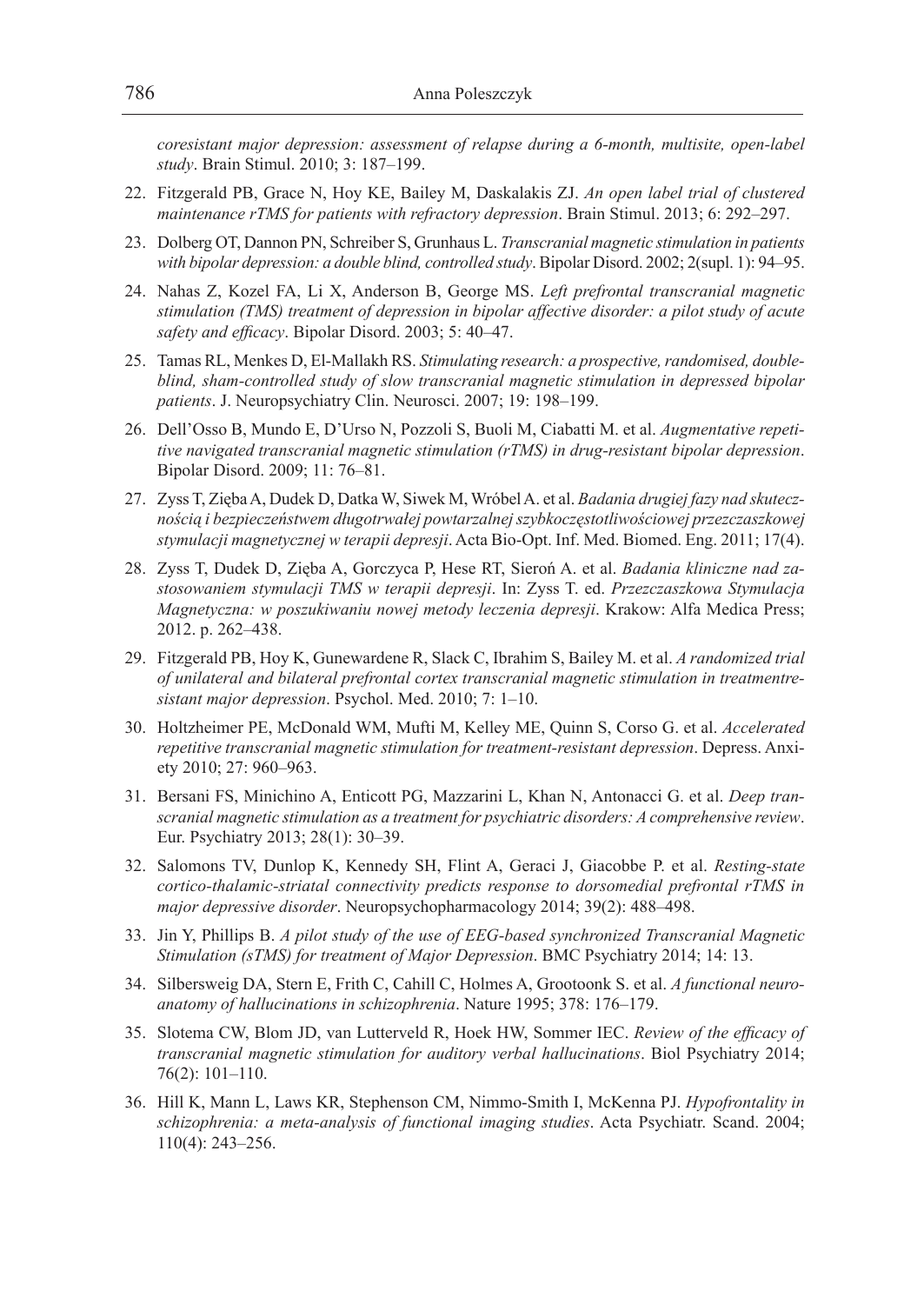*coresistant major depression: assessment of relapse during a 6-month, multisite, open-label study*. Brain Stimul. 2010; 3: 187–199.

22. Fitzgerald PB, Grace N, Hoy KE, Bailey M, Daskalakis ZJ. *An open label trial of clustered maintenance rTMS for patients with refractory depression*. Brain Stimul. 2013; 6: 292–297.
23. Dolberg OT, Dannon PN, Schreiber S, Grunhaus L. *Transcranial magnetic stimulation in patients with bipolar depression: a double blind, controlled study*. Bipolar Disord. 2002; 2(supl. 1): 94–95.
24. Nahas Z, Kozel FA, Li X, Anderson B, George MS. *Left prefrontal transcranial magnetic stimulation (TMS) treatment of depression in bipolar affective disorder: a pilot study of acute safety and efficacy*. Bipolar Disord. 2003; 5: 40–47.
25. Tamas RL, Menkes D, El-Mallakh RS. *Stimulating research: a prospective, randomised, double-blind, sham-controlled study of slow transcranial magnetic stimulation in depressed bipolar patients*. J. Neuropsychiatry Clin. Neurosci. 2007; 19: 198–199.
26. Dell'Osso B, Mundo E, D'Urso N, Pozzoli S, Buoli M, Ciabatti M. et al. *Augmentative repetitive navigated transcranial magnetic stimulation (rTMS) in drug-resistant bipolar depression*. Bipolar Disord. 2009; 11: 76–81.
27. Zyss T, Zięba A, Dudek D, Datka W, Siwek M, Wróbel A. et al. *Badania drugiej fazy nad skutecznością i bezpieczeństwem długotrwałej powtarzalnej szybkoczęstotliwościowej przezczaszkowej stymulacji magnetycznej w terapii depresji*. Acta Bio-Opt. Inf. Med. Biomed. Eng. 2011; 17(4).
28. Zyss T, Dudek D, Zięba A, Gorczyca P, Hese RT, Sieroń A. et al. *Badania kliniczne nad zastosowaniem stymulacji TMS w terapii depresji*. In: Zyss T. ed. *Przezczaszkowa Stymulacja Magnetyczna: w poszukiwaniu nowej metody leczenia depresji*. Krakow: Alfa Medica Press; 2012. p. 262–438.
29. Fitzgerald PB, Hoy K, Gunewardene R, Slack C, Ibrahim S, Bailey M. et al. *A randomized trial of unilateral and bilateral prefrontal cortex transcranial magnetic stimulation in treatmentresistant major depression*. Psychol. Med. 2010; 7: 1–10.
30. Holtzheimer PE, McDonald WM, Mufti M, Kelley ME, Quinn S, Corso G. et al. *Accelerated repetitive transcranial magnetic stimulation for treatment-resistant depression*. Depress. Anxiety 2010; 27: 960–963.
31. Bersani FS, Minichino A, Enticott PG, Mazzarini L, Khan N, Antonacci G. et al. *Deep transcranial magnetic stimulation as a treatment for psychiatric disorders: A comprehensive review*. Eur. Psychiatry 2013; 28(1): 30–39.
32. Salomons TV, Dunlop K, Kennedy SH, Flint A, Geraci J, Giacobbe P. et al. *Resting-state cortico-thalamic-striatal connectivity predicts response to dorsomedial prefrontal rTMS in major depressive disorder*. Neuropsychopharmacology 2014; 39(2): 488–498.
33. Jin Y, Phillips B. *A pilot study of the use of EEG-based synchronized Transcranial Magnetic Stimulation (sTMS) for treatment of Major Depression*. BMC Psychiatry 2014; 14: 13.
34. Silbersweig DA, Stern E, Frith C, Cahill C, Holmes A, Grootoonk S. et al. *A functional neuroanatomy of hallucinations in schizophrenia*. Nature 1995; 378: 176–179.
35. Slotema CW, Blom JD, van Lutterveld R, Hoek HW, Sommer IEC. *Review of the efficacy of transcranial magnetic stimulation for auditory verbal hallucinations*. Biol Psychiatry 2014; 76(2): 101–110.
36. Hill K, Mann L, Laws KR, Stephenson CM, Nimmo-Smith I, McKenna PJ. *Hypofrontality in schizophrenia: a meta-analysis of functional imaging studies*. Acta Psychiatr. Scand. 2004; 110(4): 243–256.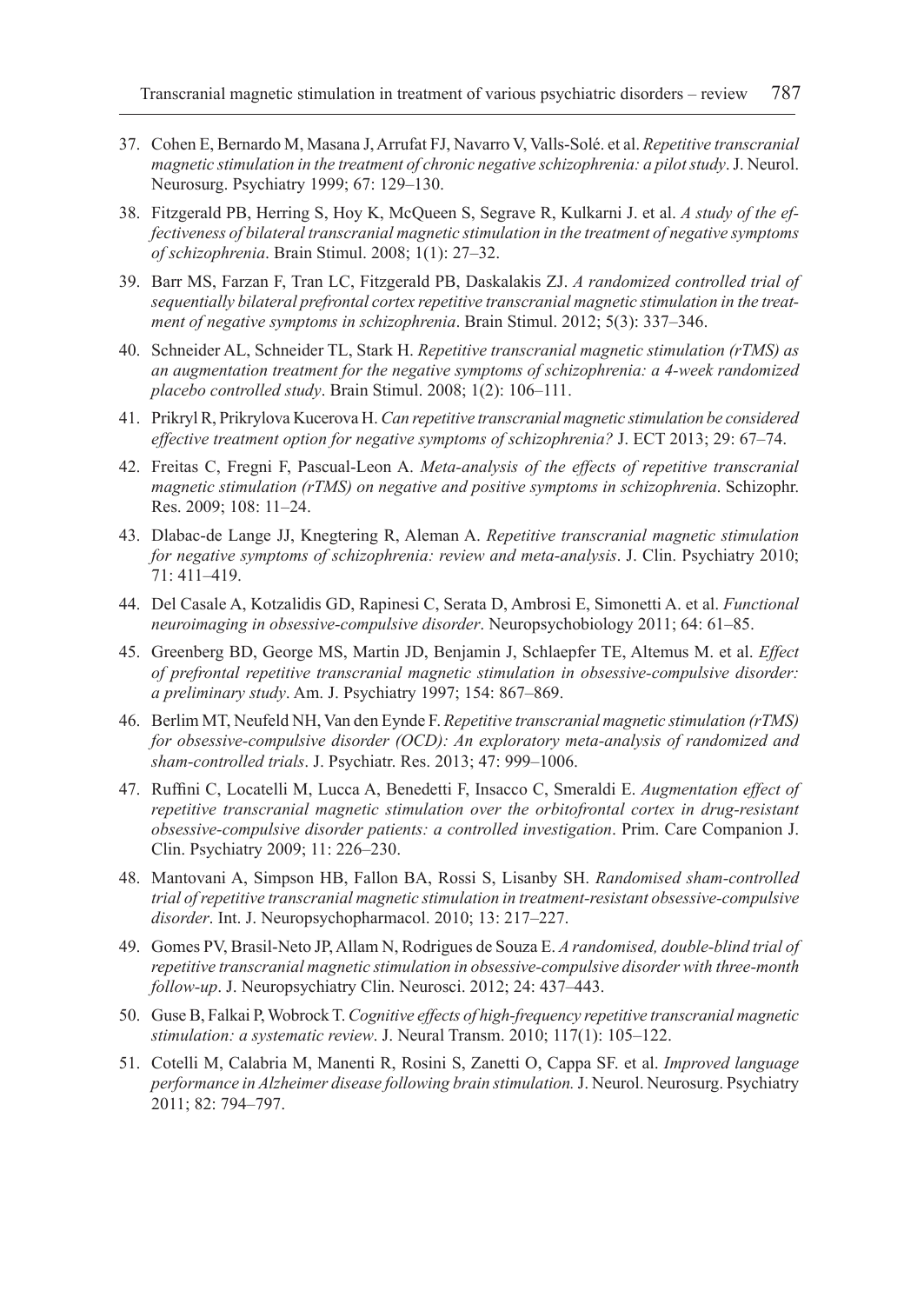37. Cohen E, Bernardo M, Masana J, Arrufat FJ, Navarro V, Valls-Solé. et al. *Repetitive transcranial magnetic stimulation in the treatment of chronic negative schizophrenia: a pilot study*. J. Neurol. Neurosurg. Psychiatry 1999; 67: 129–130.
38. Fitzgerald PB, Herring S, Hoy K, McQueen S, Segrave R, Kulkarni J. et al. *A study of the effectiveness of bilateral transcranial magnetic stimulation in the treatment of negative symptoms of schizophrenia*. Brain Stimul. 2008; 1(1): 27–32.
39. Barr MS, Farzan F, Tran LC, Fitzgerald PB, Daskalakis ZJ. *A randomized controlled trial of sequentially bilateral prefrontal cortex repetitive transcranial magnetic stimulation in the treatment of negative symptoms in schizophrenia*. Brain Stimul. 2012; 5(3): 337–346.
40. Schneider AL, Schneider TL, Stark H. *Repetitive transcranial magnetic stimulation (rTMS) as an augmentation treatment for the negative symptoms of schizophrenia: a 4-week randomized placebo controlled study*. Brain Stimul. 2008; 1(2): 106–111.
41. Prikryl R, Prikrylova Kucerova H. *Can repetitive transcranial magnetic stimulation be considered effective treatment option for negative symptoms of schizophrenia?* J. ECT 2013; 29: 67–74.
42. Freitas C, Fregni F, Pascual-Leon A. *Meta-analysis of the effects of repetitive transcranial magnetic stimulation (rTMS) on negative and positive symptoms in schizophrenia*. Schizophr. Res. 2009; 108: 11–24.
43. Dlabac-de Lange JJ, Knegtering R, Aleman A. *Repetitive transcranial magnetic stimulation for negative symptoms of schizophrenia: review and meta-analysis*. J. Clin. Psychiatry 2010; 71: 411–419.
44. Del Casale A, Kotzalidis GD, Rapinesi C, Serata D, Ambrosi E, Simonetti A. et al. *Functional neuroimaging in obsessive-compulsive disorder*. Neuropsychobiology 2011; 64: 61–85.
45. Greenberg BD, George MS, Martin JD, Benjamin J, Schlaepfer TE, Altemus M. et al. *Effect of prefrontal repetitive transcranial magnetic stimulation in obsessive-compulsive disorder: a preliminary study*. Am. J. Psychiatry 1997; 154: 867–869.
46. Berlim MT, Neufeld NH, Van den Eynde F. *Repetitive transcranial magnetic stimulation (rTMS) for obsessive-compulsive disorder (OCD): An exploratory meta-analysis of randomized and sham-controlled trials*. J. Psychiatr. Res. 2013; 47: 999–1006.
47. Ruffini C, Locatelli M, Lucca A, Benedetti F, Insacco C, Smeraldi E. *Augmentation effect of repetitive transcranial magnetic stimulation over the orbitofrontal cortex in drug-resistant obsessive-compulsive disorder patients: a controlled investigation*. Prim. Care Companion J. Clin. Psychiatry 2009; 11: 226–230.
48. Mantovani A, Simpson HB, Fallon BA, Rossi S, Lisanby SH. *Randomised sham-controlled trial of repetitive transcranial magnetic stimulation in treatment-resistant obsessive-compulsive disorder*. Int. J. Neuropsychopharmacol. 2010; 13: 217–227.
49. Gomes PV, Brasil-Neto JP, Allam N, Rodrigues de Souza E. *A randomised, double-blind trial of repetitive transcranial magnetic stimulation in obsessive-compulsive disorder with three-month follow-up*. J. Neuropsychiatry Clin. Neurosci. 2012; 24: 437–443.
50. Guse B, Falkai P, Wobrock T. *Cognitive effects of high-frequency repetitive transcranial magnetic stimulation: a systematic review*. J. Neural Transm. 2010; 117(1): 105–122.
51. Cotelli M, Calabria M, Manenti R, Rosini S, Zanetti O, Cappa SF. et al. *Improved language performance in Alzheimer disease following brain stimulation.* J. Neurol. Neurosurg. Psychiatry 2011; 82: 794–797.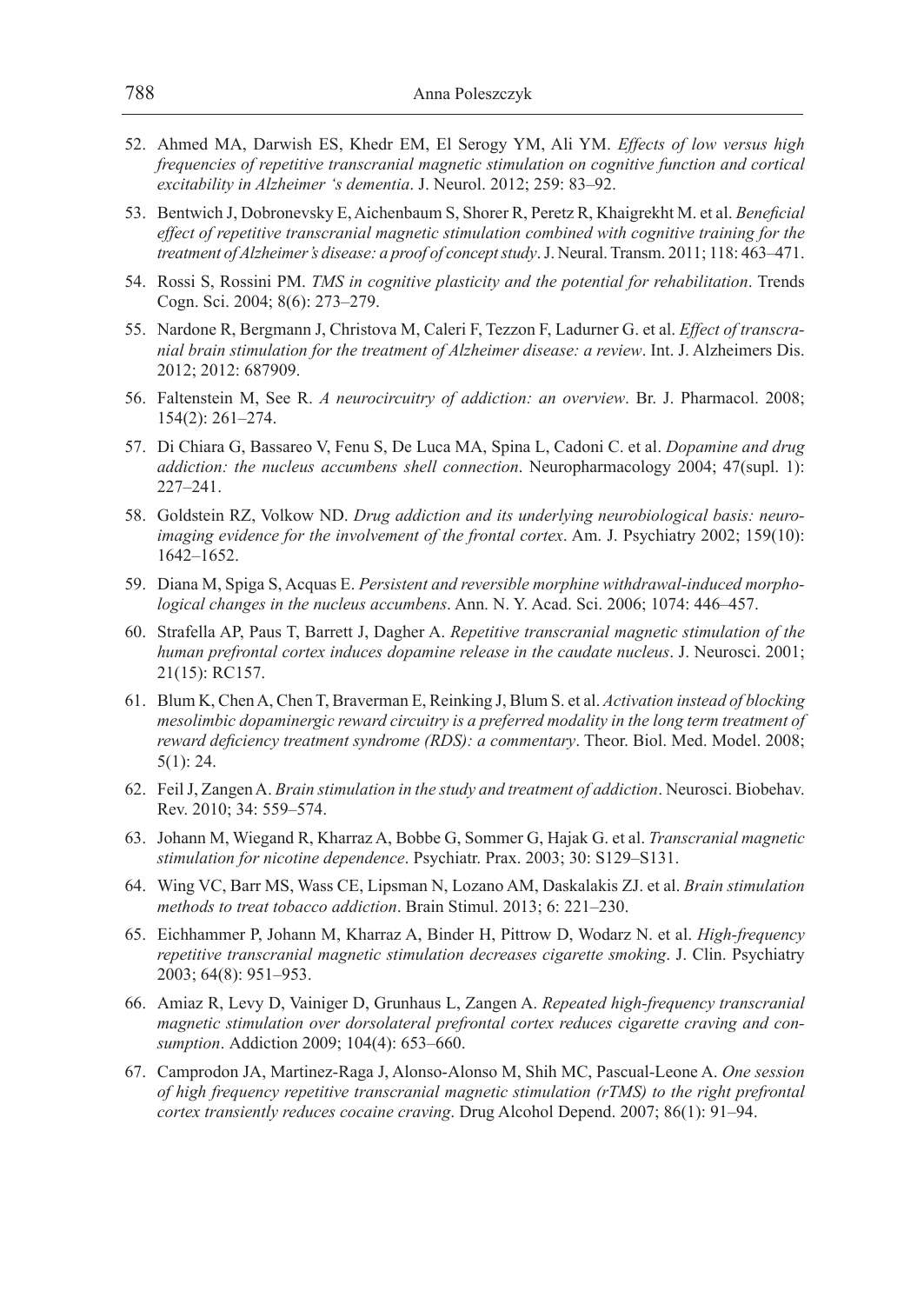52. Ahmed MA, Darwish ES, Khedr EM, El Serogy YM, Ali YM. *Effects of low versus high frequencies of repetitive transcranial magnetic stimulation on cognitive function and cortical excitability in Alzheimer 's dementia*. J. Neurol. 2012; 259: 83–92.
53. Bentwich J, Dobronevsky E, Aichenbaum S, Shorer R, Peretz R, Khaigrekht M. et al. *Beneficial effect of repetitive transcranial magnetic stimulation combined with cognitive training for the treatment of Alzheimer's disease: a proof of concept study*. J. Neural. Transm. 2011; 118: 463–471.
54. Rossi S, Rossini PM. *TMS in cognitive plasticity and the potential for rehabilitation*. Trends Cogn. Sci. 2004; 8(6): 273–279.
55. Nardone R, Bergmann J, Christova M, Caleri F, Tezzon F, Ladurner G. et al. *Effect of transcranial brain stimulation for the treatment of Alzheimer disease: a review*. Int. J. Alzheimers Dis. 2012; 2012: 687909.
56. Faltenstein M, See R. *A neurocircuitry of addiction: an overview*. Br. J. Pharmacol. 2008; 154(2): 261–274.
57. Di Chiara G, Bassareo V, Fenu S, De Luca MA, Spina L, Cadoni C. et al. *Dopamine and drug addiction: the nucleus accumbens shell connection*. Neuropharmacology 2004; 47(supl. 1): 227–241.
58. Goldstein RZ, Volkow ND. *Drug addiction and its underlying neurobiological basis: neuroimaging evidence for the involvement of the frontal cortex*. Am. J. Psychiatry 2002; 159(10): 1642–1652.
59. Diana M, Spiga S, Acquas E. *Persistent and reversible morphine withdrawal-induced morphological changes in the nucleus accumbens*. Ann. N. Y. Acad. Sci. 2006; 1074: 446–457.
60. Strafella AP, Paus T, Barrett J, Dagher A. *Repetitive transcranial magnetic stimulation of the human prefrontal cortex induces dopamine release in the caudate nucleus*. J. Neurosci. 2001; 21(15): RC157.
61. Blum K, Chen A, Chen T, Braverman E, Reinking J, Blum S. et al. *Activation instead of blocking mesolimbic dopaminergic reward circuitry is a preferred modality in the long term treatment of reward deficiency treatment syndrome (RDS): a commentary*. Theor. Biol. Med. Model. 2008; 5(1): 24.
62. Feil J, Zangen A. *Brain stimulation in the study and treatment of addiction*. Neurosci. Biobehav. Rev. 2010; 34: 559–574.
63. Johann M, Wiegand R, Kharraz A, Bobbe G, Sommer G, Hajak G. et al. *Transcranial magnetic stimulation for nicotine dependence*. Psychiatr. Prax. 2003; 30: S129–S131.
64. Wing VC, Barr MS, Wass CE, Lipsman N, Lozano AM, Daskalakis ZJ. et al. *Brain stimulation methods to treat tobacco addiction*. Brain Stimul. 2013; 6: 221–230.
65. Eichhammer P, Johann M, Kharraz A, Binder H, Pittrow D, Wodarz N. et al. *High-frequency repetitive transcranial magnetic stimulation decreases cigarette smoking*. J. Clin. Psychiatry 2003; 64(8): 951–953.
66. Amiaz R, Levy D, Vainiger D, Grunhaus L, Zangen A. *Repeated high-frequency transcranial magnetic stimulation over dorsolateral prefrontal cortex reduces cigarette craving and consumption*. Addiction 2009; 104(4): 653–660.
67. Camprodon JA, Martinez-Raga J, Alonso-Alonso M, Shih MC, Pascual-Leone A. *One session of high frequency repetitive transcranial magnetic stimulation (rTMS) to the right prefrontal cortex transiently reduces cocaine craving*. Drug Alcohol Depend. 2007; 86(1): 91–94.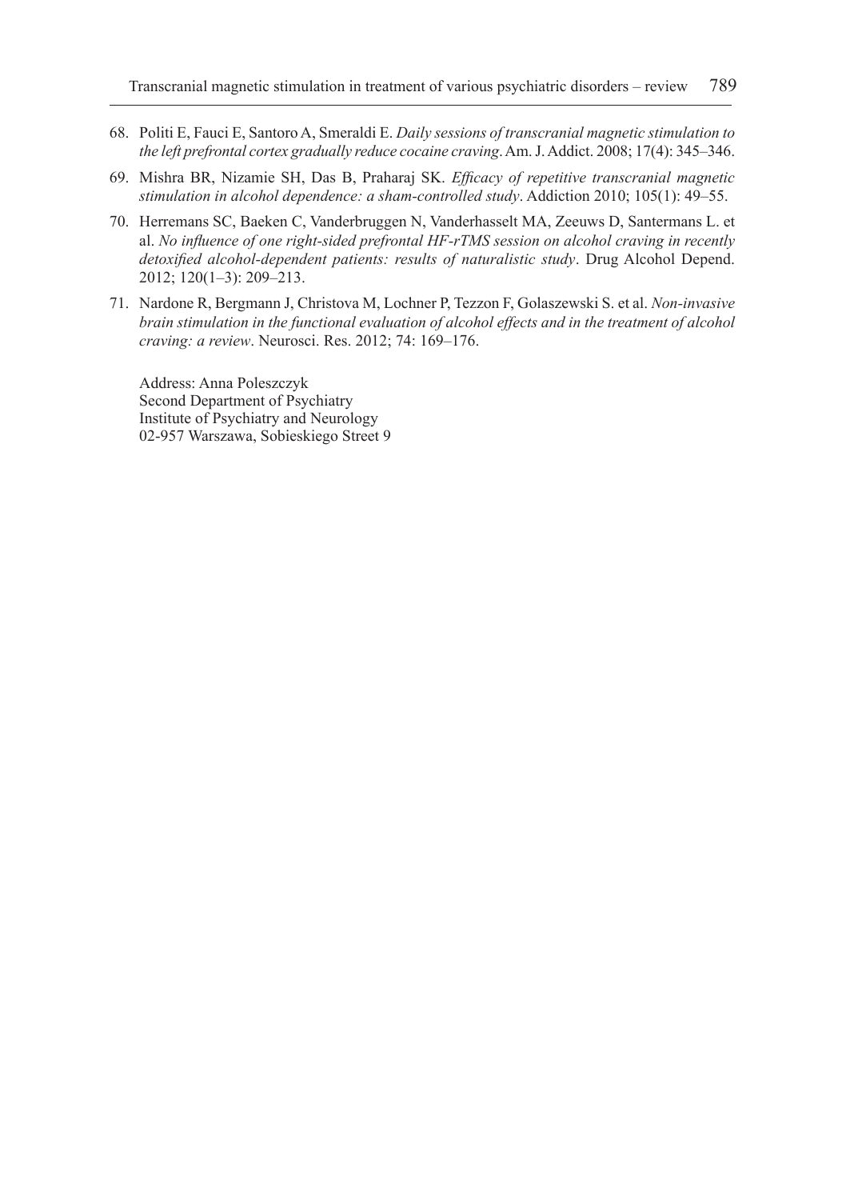68. Politi E, Fauci E, Santoro A, Smeraldi E. *Daily sessions of transcranial magnetic stimulation to the left prefrontal cortex gradually reduce cocaine craving*. Am. J. Addict. 2008; 17(4): 345–346.
69. Mishra BR, Nizamie SH, Das B, Praharaj SK. *Efficacy of repetitive transcranial magnetic stimulation in alcohol dependence: a sham-controlled study*. Addiction 2010; 105(1): 49–55.
70. Herremans SC, Baeken C, Vanderbruggen N, Vanderhasselt MA, Zeeuws D, Santermans L. et al. *No influence of one right-sided prefrontal HF-rTMS session on alcohol craving in recently detoxified alcohol-dependent patients: results of naturalistic study*. Drug Alcohol Depend. 2012; 120(1–3): 209–213.
71. Nardone R, Bergmann J, Christova M, Lochner P, Tezzon F, Golaszewski S. et al. *Non-invasive brain stimulation in the functional evaluation of alcohol effects and in the treatment of alcohol craving: a review*. Neurosci. Res. 2012; 74: 169–176.

Address: Anna Poleszczyk
Second Department of Psychiatry
Institute of Psychiatry and Neurology
02-957 Warszawa, Sobieskiego Street 9